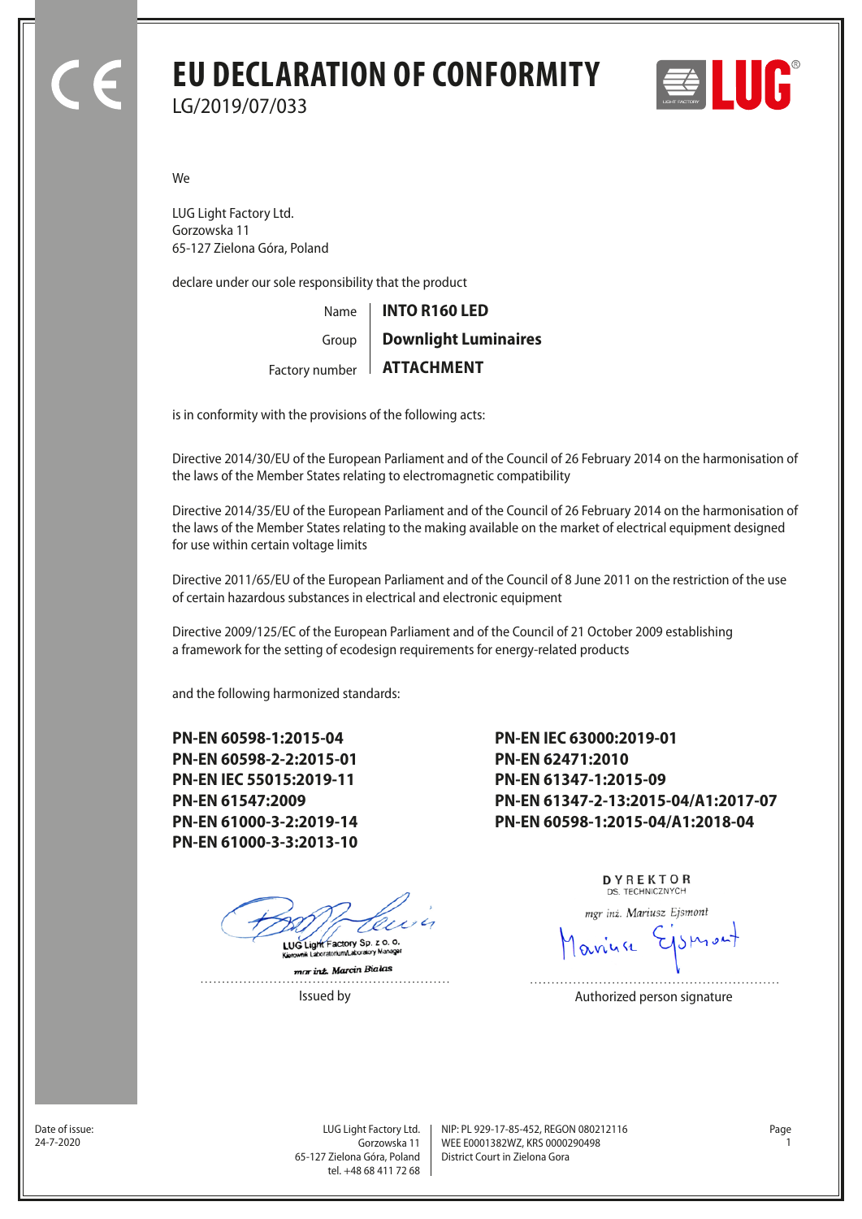# EU DECLARATION OF CONFORMITY

LG/2019/07/033

We

LUG Light Factory Ltd.
Gorzowska 11
65-127 Zielona Góra, Poland

declare under our sole responsibility that the product

| | |
|---|---|
| Name | **INTO R160 LED** |
| Group | **Downlight Luminaires** |
| Factory number | **ATTACHMENT** |

is in conformity with the provisions of the following acts:

Directive 2014/30/EU of the European Parliament and of the Council of 26 February 2014 on the harmonisation of the laws of the Member States relating to electromagnetic compatibility

Directive 2014/35/EU of the European Parliament and of the Council of 26 February 2014 on the harmonisation of the laws of the Member States relating to the making available on the market of electrical equipment designed for use within certain voltage limits

Directive 2011/65/EU of the European Parliament and of the Council of 8 June 2011 on the restriction of the use of certain hazardous substances in electrical and electronic equipment

Directive 2009/125/EC of the European Parliament and of the Council of 21 October 2009 establishing a framework for the setting of ecodesign requirements for energy-related products

and the following harmonized standards:

**PN-EN 60598-1:2015-04**
**PN-EN 60598-2-2:2015-01**
**PN-EN IEC 55015:2019-11**
**PN-EN 61547:2009**
**PN-EN 61000-3-2:2019-14**
**PN-EN 61000-3-3:2013-10**
**PN-EN IEC 63000:2019-01**
**PN-EN 62471:2010**
**PN-EN 61347-1:2015-09**
**PN-EN 61347-2-13:2015-04/A1:2017-07**
**PN-EN 60598-1:2015-04/A1:2018-04**

LUG Light Factory Sp. z o. o.
Kierownik Laboratorium/Laboratory Manager
mgr inż. Marcin Bialas

Issued by

DYREKTOR
DS. TECHNICZNYCH
mgr inż. Mariusz Ejsmont

Authorized person signature

Date of issue:
24-7-2020

LUG Light Factory Ltd.
Gorzowska 11
65-127 Zielona Góra, Poland
tel. +48 68 411 72 68

NIP: PL 929-17-85-452, REGON 080212116
WEE E0001382WZ, KRS 0000290498
District Court in Zielona Gora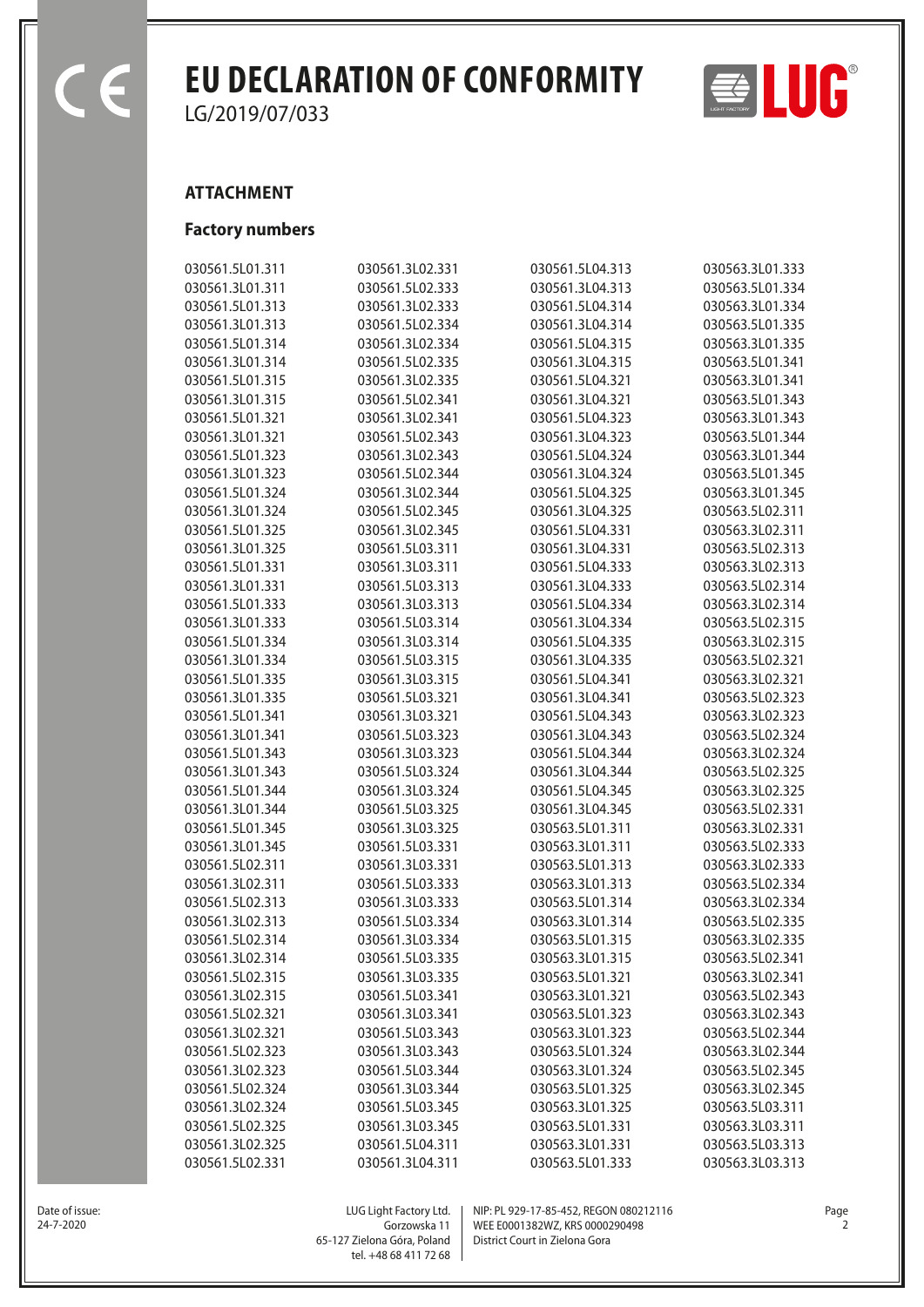# EU DECLARATION OF CONFORMITY

LG/2019/07/033

## ATTACHMENT

### Factory numbers

030561.5L01.311
030561.3L01.311
030561.5L01.313
030561.3L01.313
030561.5L01.314
030561.3L01.314
030561.5L01.315
030561.3L01.315
030561.5L01.321
030561.3L01.321
030561.5L01.323
030561.3L01.323
030561.5L01.324
030561.3L01.324
030561.5L01.325
030561.3L01.325
030561.5L01.331
030561.3L01.331
030561.5L01.333
030561.3L01.333
030561.5L01.334
030561.3L01.334
030561.5L01.335
030561.3L01.335
030561.5L01.341
030561.3L01.341
030561.5L01.343
030561.3L01.343
030561.5L01.344
030561.3L01.344
030561.5L01.345
030561.3L01.345
030561.5L02.311
030561.3L02.311
030561.5L02.313
030561.3L02.313
030561.5L02.314
030561.3L02.314
030561.5L02.315
030561.3L02.315
030561.5L02.321
030561.3L02.321
030561.5L02.323
030561.3L02.323
030561.5L02.324
030561.3L02.324
030561.5L02.325
030561.3L02.325
030561.5L02.331
030561.3L02.331
030561.5L02.333
030561.3L02.333
030561.5L02.334
030561.3L02.334
030561.5L02.335
030561.3L02.335
030561.5L02.341
030561.3L02.341
030561.5L02.343
030561.3L02.343
030561.5L02.344
030561.3L02.344
030561.5L02.345
030561.3L02.345
030561.5L03.311
030561.3L03.311
030561.5L03.313
030561.3L03.313
030561.5L03.314
030561.3L03.314
030561.5L03.315
030561.3L03.315
030561.5L03.321
030561.3L03.321
030561.5L03.323
030561.3L03.323
030561.5L03.324
030561.3L03.324
030561.5L03.325
030561.3L03.325
030561.5L03.331
030561.3L03.331
030561.5L03.333
030561.3L03.333
030561.5L03.334
030561.3L03.334
030561.5L03.335
030561.3L03.335
030561.5L03.341
030561.3L03.341
030561.5L03.343
030561.3L03.343
030561.5L03.344
030561.3L03.344
030561.5L03.345
030561.3L03.345
030561.5L04.311
030561.3L04.311
030561.5L04.313
030561.3L04.313
030561.5L04.314
030561.3L04.314
030561.5L04.315
030561.3L04.315
030561.5L04.321
030561.3L04.321
030561.5L04.323
030561.3L04.323
030561.5L04.324
030561.3L04.324
030561.5L04.325
030561.3L04.325
030561.5L04.331
030561.3L04.331
030561.5L04.333
030561.3L04.333
030561.5L04.334
030561.3L04.334
030561.5L04.335
030561.3L04.335
030561.5L04.341
030561.3L04.341
030561.5L04.343
030561.3L04.343
030561.5L04.344
030561.3L04.344
030561.5L04.345
030561.3L04.345
030563.5L01.311
030563.3L01.311
030563.5L01.313
030563.3L01.313
030563.5L01.314
030563.3L01.314
030563.5L01.315
030563.3L01.315
030563.5L01.321
030563.3L01.321
030563.5L01.323
030563.3L01.323
030563.5L01.324
030563.3L01.324
030563.5L01.325
030563.3L01.325
030563.5L01.331
030563.3L01.331
030563.5L01.333
030563.3L01.333
030563.5L01.334
030563.3L01.334
030563.5L01.335
030563.3L01.335
030563.5L01.341
030563.3L01.341
030563.5L01.343
030563.3L01.343
030563.5L01.344
030563.3L01.344
030563.5L01.345
030563.3L01.345
030563.5L02.311
030563.3L02.311
030563.5L02.313
030563.3L02.313
030563.5L02.314
030563.3L02.314
030563.5L02.315
030563.3L02.315
030563.5L02.321
030563.3L02.321
030563.5L02.323
030563.3L02.323
030563.5L02.324
030563.3L02.324
030563.5L02.325
030563.3L02.325
030563.5L02.331
030563.3L02.331
030563.5L02.333
030563.3L02.333
030563.5L02.334
030563.3L02.334
030563.5L02.335
030563.3L02.335
030563.5L02.341
030563.3L02.341
030563.5L02.343
030563.3L02.343
030563.5L02.344
030563.3L02.344
030563.5L02.345
030563.3L02.345
030563.5L03.311
030563.3L03.311
030563.5L03.313
030563.3L03.313

Date of issue:
24-7-2020

LUG Light Factory Ltd.
Gorzowska 11
65-127 Zielona Góra, Poland
tel. +48 68 411 72 68

NIP: PL 929-17-85-452, REGON 080212116
WEE E0001382WZ, KRS 0000290498
District Court in Zielona Gora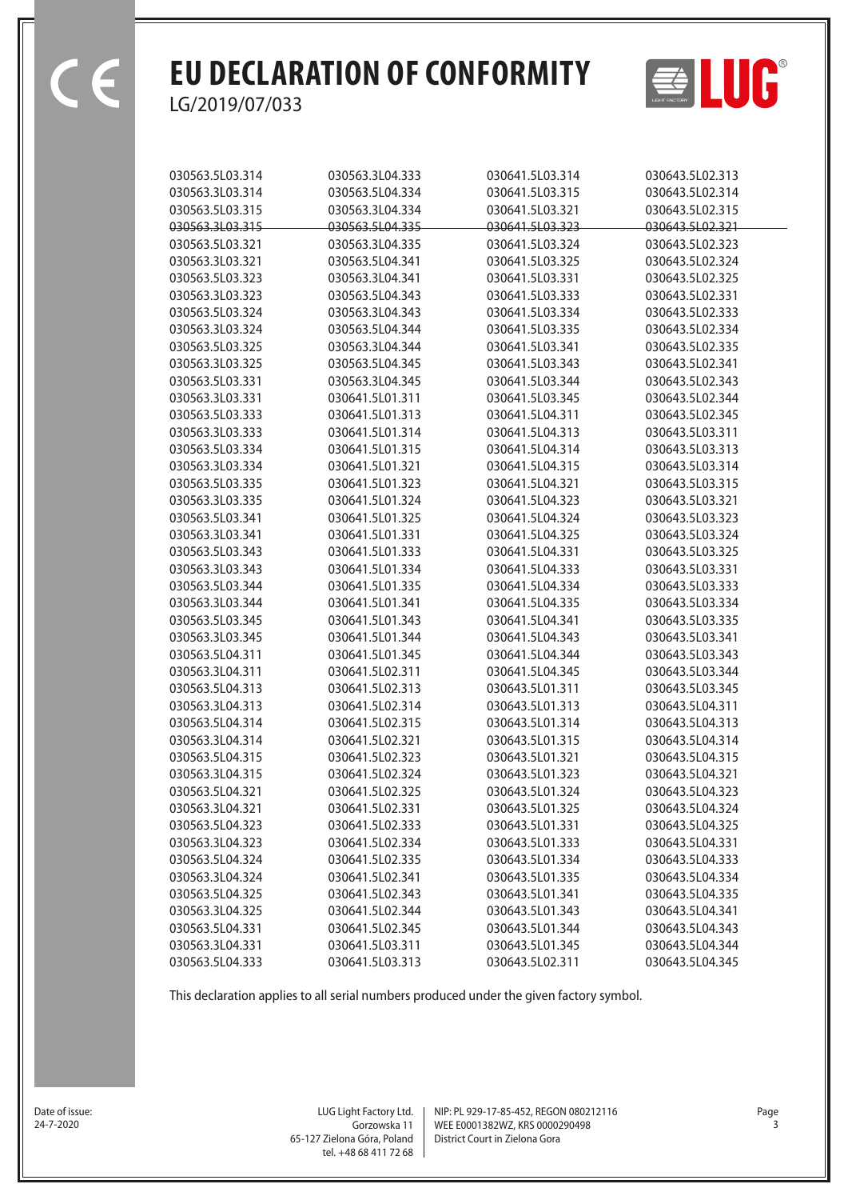| | | | |
|---|---|---|---|
| 030563.5L03.314 | 030563.3L04.333 | 030641.5L03.314 | 030643.5L02.313 |
| 030563.3L03.314 | 030563.5L04.334 | 030641.5L03.315 | 030643.5L02.314 |
| 030563.5L03.315 | 030563.3L04.334 | 030641.5L03.321 | 030643.5L02.315 |
| ~~030563.3L03.315~~ | ~~030563.5L04.335~~ | ~~030641.5L03.323~~ | ~~030643.5L02.321~~ |
| 030563.5L03.321 | 030563.3L04.335 | 030641.5L03.324 | 030643.5L02.323 |
| 030563.3L03.321 | 030563.5L04.341 | 030641.5L03.325 | 030643.5L02.324 |
| 030563.5L03.323 | 030563.3L04.341 | 030641.5L03.331 | 030643.5L02.325 |
| 030563.3L03.323 | 030563.5L04.343 | 030641.5L03.333 | 030643.5L02.331 |
| 030563.5L03.324 | 030563.3L04.343 | 030641.5L03.334 | 030643.5L02.333 |
| 030563.3L03.324 | 030563.5L04.344 | 030641.5L03.335 | 030643.5L02.334 |
| 030563.5L03.325 | 030563.3L04.344 | 030641.5L03.341 | 030643.5L02.335 |
| 030563.3L03.325 | 030563.5L04.345 | 030641.5L03.343 | 030643.5L02.341 |
| 030563.5L03.331 | 030563.3L04.345 | 030641.5L03.344 | 030643.5L02.343 |
| 030563.3L03.331 | 030641.5L01.311 | 030641.5L03.345 | 030643.5L02.344 |
| 030563.5L03.333 | 030641.5L01.313 | 030641.5L04.311 | 030643.5L02.345 |
| 030563.3L03.333 | 030641.5L01.314 | 030641.5L04.313 | 030643.5L03.311 |
| 030563.5L03.334 | 030641.5L01.315 | 030641.5L04.314 | 030643.5L03.313 |
| 030563.3L03.334 | 030641.5L01.321 | 030641.5L04.315 | 030643.5L03.314 |
| 030563.5L03.335 | 030641.5L01.323 | 030641.5L04.321 | 030643.5L03.315 |
| 030563.3L03.335 | 030641.5L01.324 | 030641.5L04.323 | 030643.5L03.321 |
| 030563.5L03.341 | 030641.5L01.325 | 030641.5L04.324 | 030643.5L03.323 |
| 030563.3L03.341 | 030641.5L01.331 | 030641.5L04.325 | 030643.5L03.324 |
| 030563.5L03.343 | 030641.5L01.333 | 030641.5L04.331 | 030643.5L03.325 |
| 030563.3L03.343 | 030641.5L01.334 | 030641.5L04.333 | 030643.5L03.331 |
| 030563.5L03.344 | 030641.5L01.335 | 030641.5L04.334 | 030643.5L03.333 |
| 030563.3L03.344 | 030641.5L01.341 | 030641.5L04.335 | 030643.5L03.334 |
| 030563.5L03.345 | 030641.5L01.343 | 030641.5L04.341 | 030643.5L03.335 |
| 030563.3L03.345 | 030641.5L01.344 | 030641.5L04.343 | 030643.5L03.341 |
| 030563.5L04.311 | 030641.5L01.345 | 030641.5L04.344 | 030643.5L03.343 |
| 030563.3L04.311 | 030641.5L02.311 | 030641.5L04.345 | 030643.5L03.344 |
| 030563.5L04.313 | 030641.5L02.313 | 030643.5L01.311 | 030643.5L03.345 |
| 030563.3L04.313 | 030641.5L02.314 | 030643.5L01.313 | 030643.5L04.311 |
| 030563.5L04.314 | 030641.5L02.315 | 030643.5L01.314 | 030643.5L04.313 |
| 030563.3L04.314 | 030641.5L02.321 | 030643.5L01.315 | 030643.5L04.314 |
| 030563.5L04.315 | 030641.5L02.323 | 030643.5L01.321 | 030643.5L04.315 |
| 030563.3L04.315 | 030641.5L02.324 | 030643.5L01.323 | 030643.5L04.321 |
| 030563.5L04.321 | 030641.5L02.325 | 030643.5L01.324 | 030643.5L04.323 |
| 030563.3L04.321 | 030641.5L02.331 | 030643.5L01.325 | 030643.5L04.324 |
| 030563.5L04.323 | 030641.5L02.333 | 030643.5L01.331 | 030643.5L04.325 |
| 030563.3L04.323 | 030641.5L02.334 | 030643.5L01.333 | 030643.5L04.331 |
| 030563.5L04.324 | 030641.5L02.335 | 030643.5L01.334 | 030643.5L04.333 |
| 030563.3L04.324 | 030641.5L02.341 | 030643.5L01.335 | 030643.5L04.334 |
| 030563.5L04.325 | 030641.5L02.343 | 030643.5L01.341 | 030643.5L04.335 |
| 030563.3L04.325 | 030641.5L02.344 | 030643.5L01.343 | 030643.5L04.341 |
| 030563.5L04.331 | 030641.5L02.345 | 030643.5L01.344 | 030643.5L04.343 |
| 030563.3L04.331 | 030641.5L03.311 | 030643.5L01.345 | 030643.5L04.344 |
| 030563.5L04.333 | 030641.5L03.313 | 030643.5L02.311 | 030643.5L04.345 |

This declaration applies to all serial numbers produced under the given factory symbol.